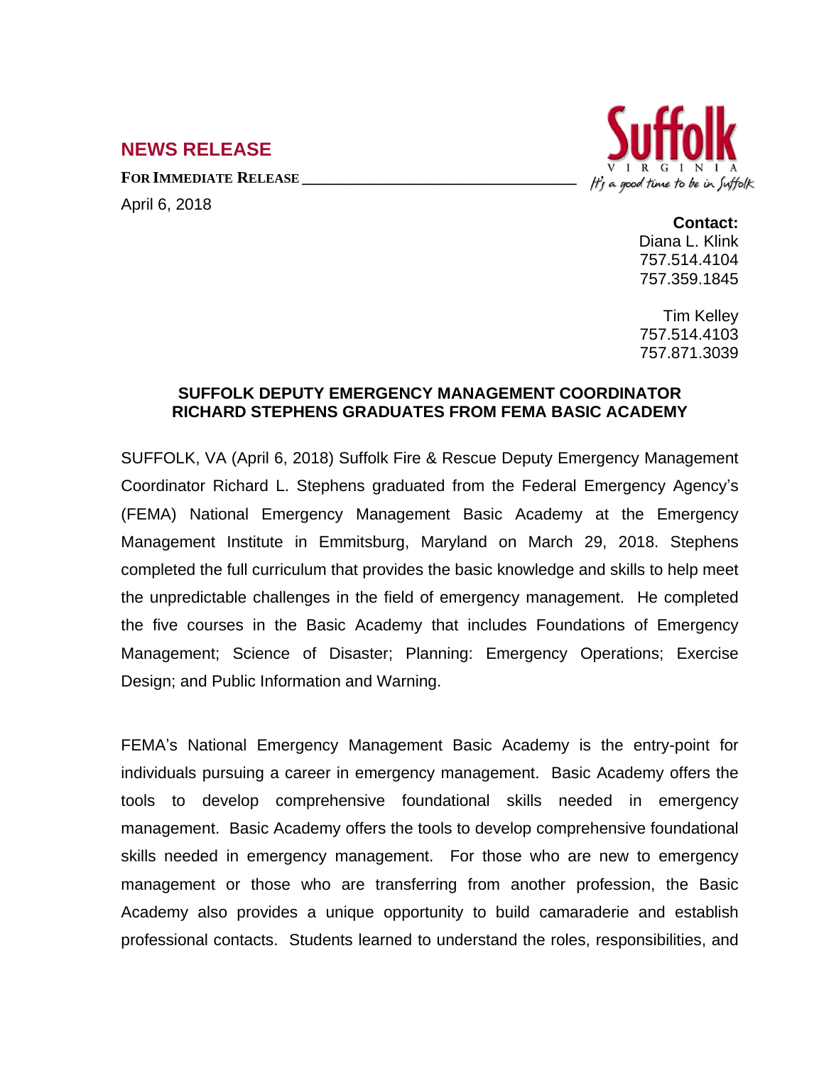## NEWS RELEASE

**FOR IMMEDIATE RELEASE**

April 6, 2018

Suffolk
VIRGINIA
It's a good time to be in Suffolk

**Contact:**
Diana L. Klink
757.514.4104
757.359.1845

Tim Kelley
757.514.4103
757.871.3039

### SUFFOLK DEPUTY EMERGENCY MANAGEMENT COORDINATOR RICHARD STEPHENS GRADUATES FROM FEMA BASIC ACADEMY

SUFFOLK, VA (April 6, 2018) Suffolk Fire & Rescue Deputy Emergency Management Coordinator Richard L. Stephens graduated from the Federal Emergency Agency's (FEMA) National Emergency Management Basic Academy at the Emergency Management Institute in Emmitsburg, Maryland on March 29, 2018. Stephens completed the full curriculum that provides the basic knowledge and skills to help meet the unpredictable challenges in the field of emergency management. He completed the five courses in the Basic Academy that includes Foundations of Emergency Management; Science of Disaster; Planning: Emergency Operations; Exercise Design; and Public Information and Warning.

FEMA's National Emergency Management Basic Academy is the entry-point for individuals pursuing a career in emergency management. Basic Academy offers the tools to develop comprehensive foundational skills needed in emergency management. Basic Academy offers the tools to develop comprehensive foundational skills needed in emergency management. For those who are new to emergency management or those who are transferring from another profession, the Basic Academy also provides a unique opportunity to build camaraderie and establish professional contacts. Students learned to understand the roles, responsibilities, and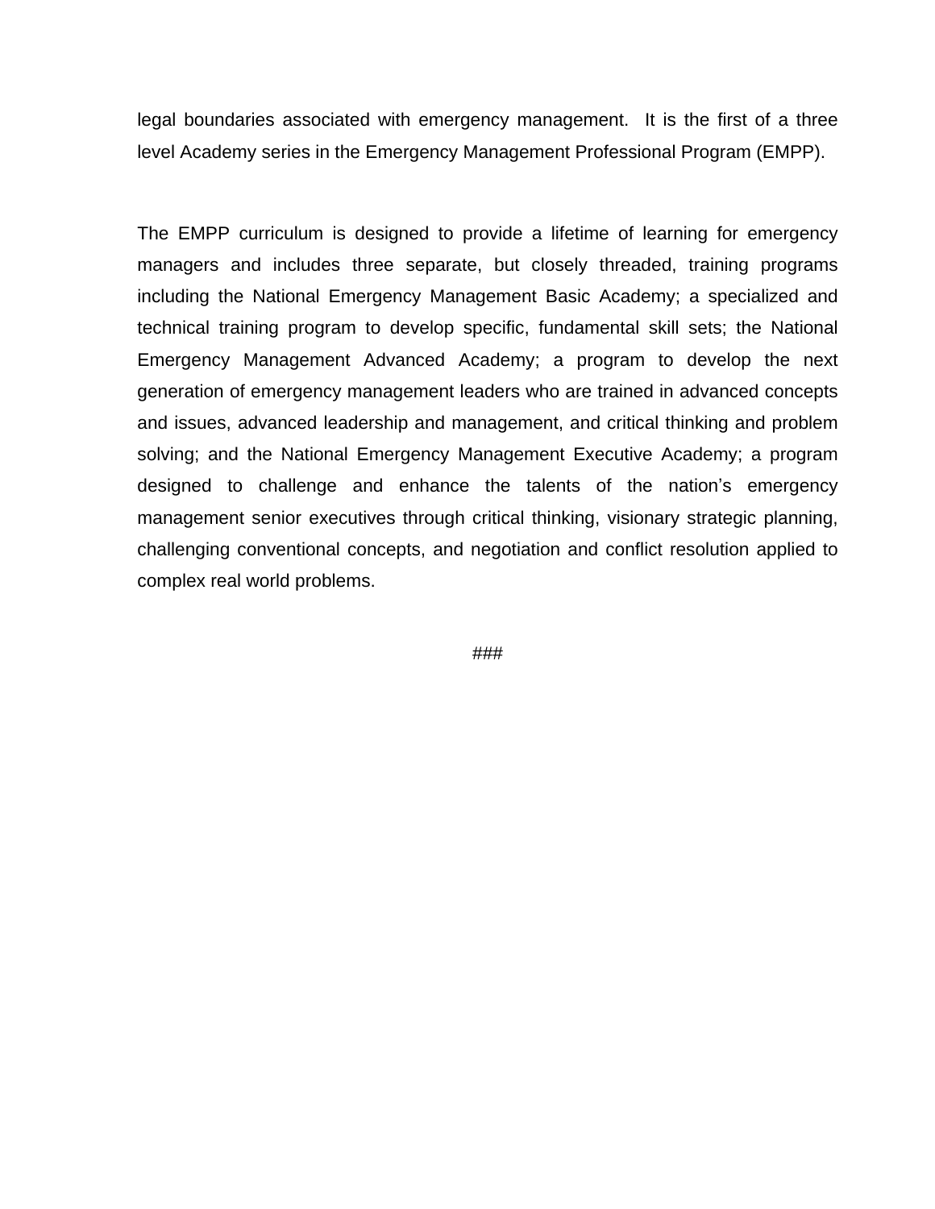legal boundaries associated with emergency management. It is the first of a three level Academy series in the Emergency Management Professional Program (EMPP).

The EMPP curriculum is designed to provide a lifetime of learning for emergency managers and includes three separate, but closely threaded, training programs including the National Emergency Management Basic Academy; a specialized and technical training program to develop specific, fundamental skill sets; the National Emergency Management Advanced Academy; a program to develop the next generation of emergency management leaders who are trained in advanced concepts and issues, advanced leadership and management, and critical thinking and problem solving; and the National Emergency Management Executive Academy; a program designed to challenge and enhance the talents of the nation's emergency management senior executives through critical thinking, visionary strategic planning, challenging conventional concepts, and negotiation and conflict resolution applied to complex real world problems.

###